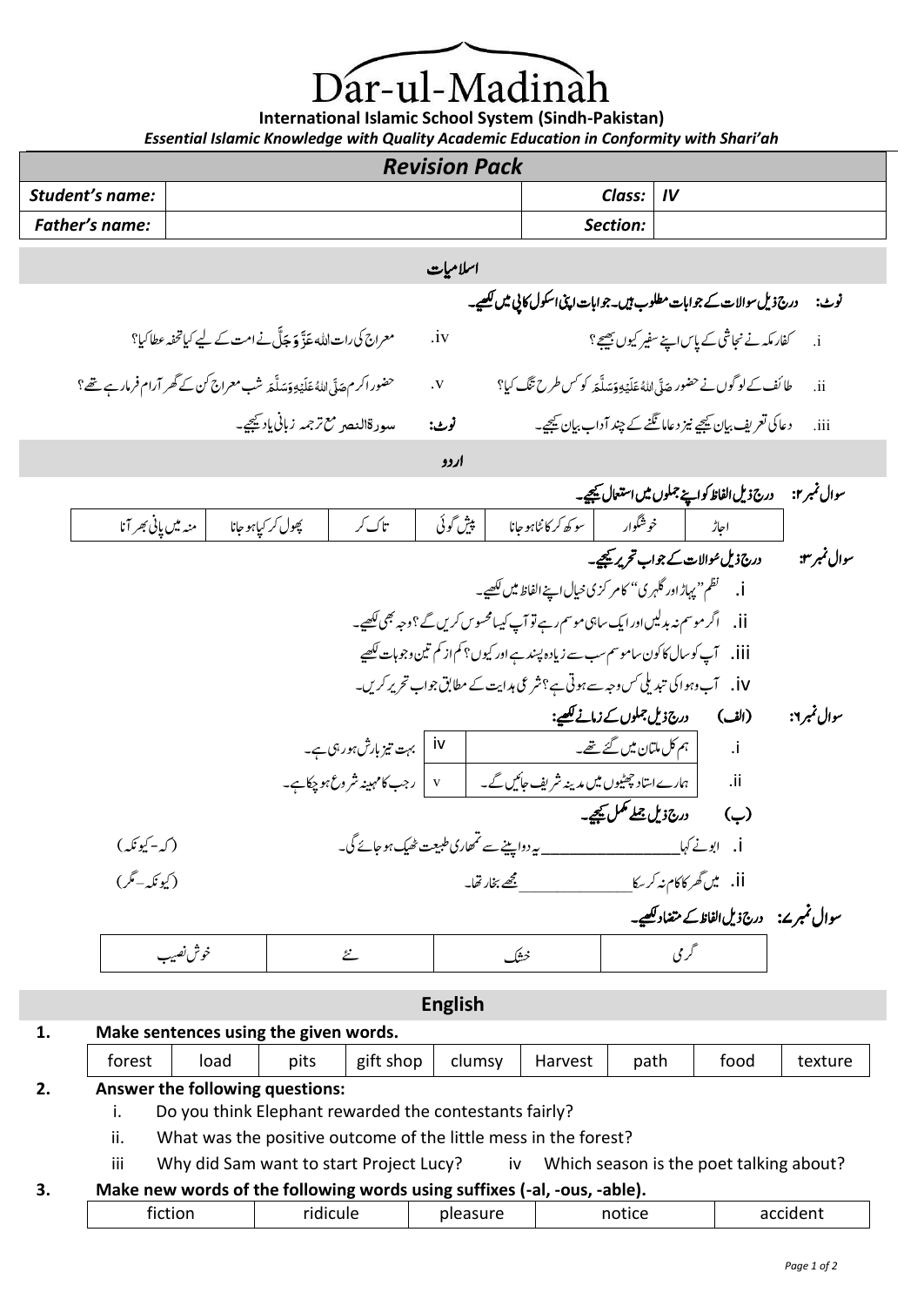# Dar-ul-Madinah

**International Islamic School System (Sindh-Pakistan)**

***Essential Islamic Knowledge with Quality Academic Education in Conformity with Shari'ah***

## *Revision Pack*

| ***Student's name:*** | | ***Class:*** | ***IV*** |
|---|---|---|---|
| ***Father's name:*** | | ***Section:*** | |

## اسلامیات

**نوٹ: درج ذیل سوالات کے جوابات مطلوب ہیں۔ جوابات اپنی اسکول کاپی میں لکھیے۔**

i. کفارِ مکہ نے نجاشی کے پاس اپنے سفیر کیوں بھیجے؟

ii. طائف کے لوگوں نے حضور صَلَّی اللہُ عَلَیْہِ وَسَلَّمَ کو کس طرح تنگ کیا؟

iii. دعا کی تعریف بیان کیجیے نیز دعا مانگنے کے چند آداب بیان کیجیے۔

iv. معراج کی رات اللہ عَزَّوَجَلَّ نے امت کے لیے کیا تحفہ عطا کیا؟

v. حضور اکرم صَلَّی اللہُ عَلَیْہِ وَسَلَّمَ شبِ معراج کن کے گھر آرام فرما رہے تھے؟

**نوٹ:** سورۃالنصر مع ترجمہ زبانی یاد کیجیے۔

## اردو

**سوال نمبر ۲: درج ذیل الفاظ کو اپنے جملوں میں استعمال کیجیے۔**

| اجاڑ | خوشگوار | سوکھ کر کانٹا ہو جانا | پیش گوئی | تاک کر | پھول کر کپا ہو جانا | منہ میں پانی بھر آنا |
|---|---|---|---|---|---|---|

**سوال نمبر ۳: درج ذیل سوالات کے جواب تحریر کیجیے۔**

i. نظم "پہاڑ اور گلہری" کا مرکزی خیال اپنے الفاظ میں لکھیے۔

ii. اگر موسم نہ بدلیں اور ایک ساہی موسم رہے تو آپ کیسا محسوس کریں گے؟ وجہ بھی لکھیے۔

iii. آپ کو سال کا کون سا موسم سب سے زیادہ پسند ہے اور کیوں؟ کم از کم تین وجوہات لکھیے

iv. آب وہوا کی تبدیلی کس وجہ سے ہوتی ہے؟ شرعی ہدایت کے مطابق جواب تحریر کریں۔

**سوال نمبر ۶: (الف) درج ذیل جملوں کے زمانے لکھیے:**

| | | | |
|---|---|---|---|
| i. | ہم کل ملتان میں گئے تھے۔ | iv | بہت تیز بارش ہو رہی ہے۔ |
| ii. | ہمارے استاد چھٹیوں میں مدینہ شریف جائیں گے۔ | v | رجب کا مہینہ شروع ہو چکا ہے۔ |

**(ب) درج ذیل جملے مکمل کیجیے۔**

i. ابو نے کہا\_\_\_\_\_\_\_\_\_\_\_\_\_\_\_\_ یہ دوا پینے سے تمھاری طبیعت ٹھیک ہو جائے گی۔ (کہ - کیونکہ)

ii. میں گھر کا کام نہ کر سکا\_\_\_\_\_\_\_\_\_\_\_\_\_\_ مجھے بخار تھا۔ (کیونکہ - مگر)

**سوال نمبر ۷: درج ذیل الفاظ کے متضاد لکھیے۔**

| گرمی | خشک | نئے | خوش نصیب |
|---|---|---|---|

## English

**1. Make sentences using the given words.**

| forest | load | pits | gift shop | clumsy | Harvest | path | food | texture |
|---|---|---|---|---|---|---|---|---|

**2. Answer the following questions:**

i. Do you think Elephant rewarded the contestants fairly?

ii. What was the positive outcome of the little mess in the forest?

iii Why did Sam want to start Project Lucy?

iv Which season is the poet talking about?

**3. Make new words of the following words using suffixes (-al, -ous, -able).**

| fiction | ridicule | pleasure | notice | accident |
|---|---|---|---|---|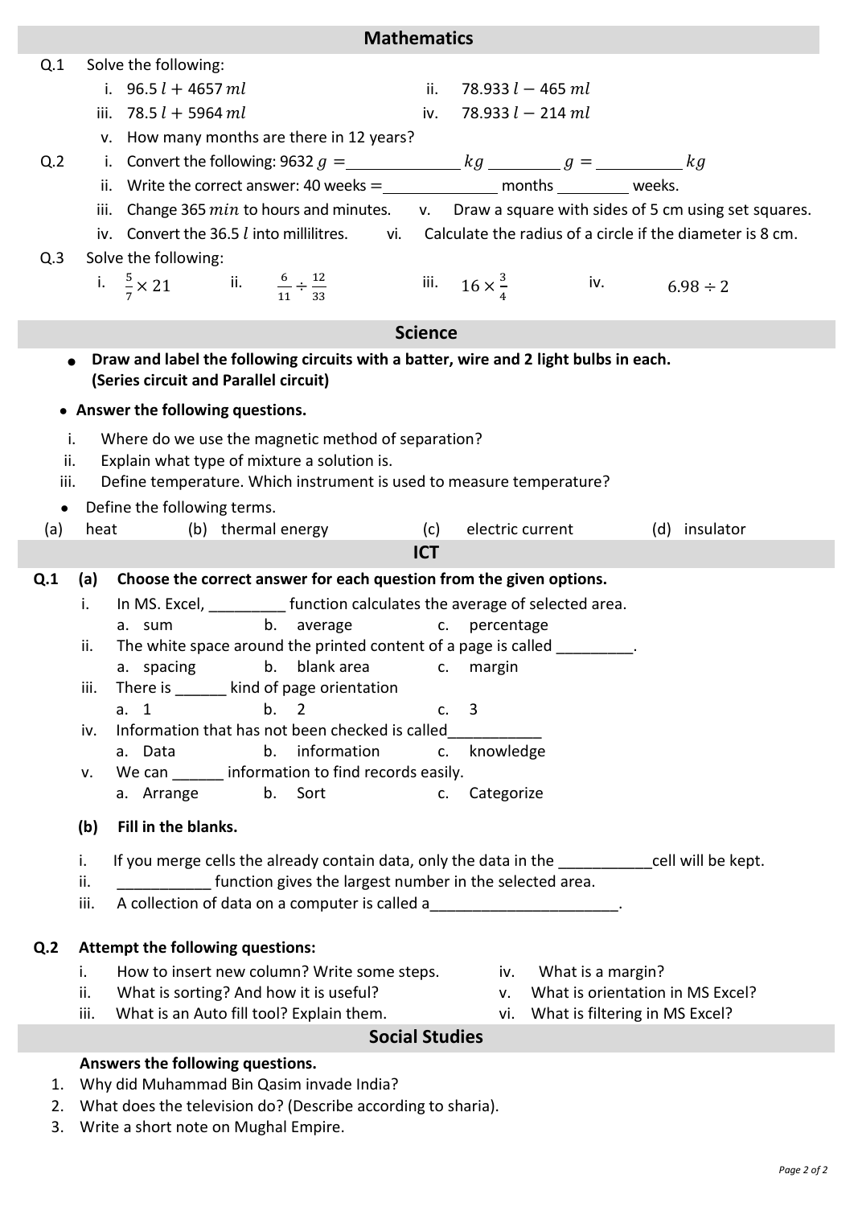## Mathematics

**Q.1** Solve the following:

i. $96.5\,l + 4657\,ml$

ii. $78.933\,l - 465\,ml$

iii. $78.5\,l + 5964\,ml$

iv. $78.933\,l - 214\,ml$

v. How many months are there in 12 years?

**Q.2**

i. Convert the following: 9632 $g$ = ____________ $kg$ ________ $g$ = __________ $kg$

ii. Write the correct answer: 40 weeks = _____________ months ________ weeks.

iii. Change 365 $min$ to hours and minutes.

iv. Convert the 36.5 $l$ into millilitres.

v. Draw a square with sides of 5 cm using set squares.

vi. Calculate the radius of a circle if the diameter is 8 cm.

**Q.3** Solve the following:

i. $\frac{5}{7} \times 21$

ii. $\frac{6}{11} \div \frac{12}{33}$

iii. $16 \times \frac{3}{4}$

iv. $6.98 \div 2$

## Science

- **Draw and label the following circuits with a batter, wire and 2 light bulbs in each. (Series circuit and Parallel circuit)**

- **Answer the following questions.**

i. Where do we use the magnetic method of separation?

ii. Explain what type of mixture a solution is.

iii. Define temperature. Which instrument is used to measure temperature?

- Define the following terms.

(a) heat (b) thermal energy (c) electric current (d) insulator

## ICT

**Q.1 (a) Choose the correct answer for each question from the given options.**

i. In MS. Excel, _________ function calculates the average of selected area.
  a. sum b. average c. percentage

ii. The white space around the printed content of a page is called _________.
  a. spacing b. blank area c. margin

iii. There is ______ kind of page orientation
  a. 1 b. 2 c. 3

iv. Information that has not been checked is called___________
  a. Data b. information c. knowledge

v. We can ______ information to find records easily.
  a. Arrange b. Sort c. Categorize

**(b) Fill in the blanks.**

i. If you merge cells the already contain data, only the data in the ___________cell will be kept.

ii. ___________ function gives the largest number in the selected area.

iii. A collection of data on a computer is called a______________________.

**Q.2 Attempt the following questions:**

i. How to insert new column? Write some steps.

ii. What is sorting? And how it is useful?

iii. What is an Auto fill tool? Explain them.

iv. What is a margin?

v. What is orientation in MS Excel?

vi. What is filtering in MS Excel?

## Social Studies

**Answers the following questions.**

1. Why did Muhammad Bin Qasim invade India?
2. What does the television do? (Describe according to sharia).
3. Write a short note on Mughal Empire.